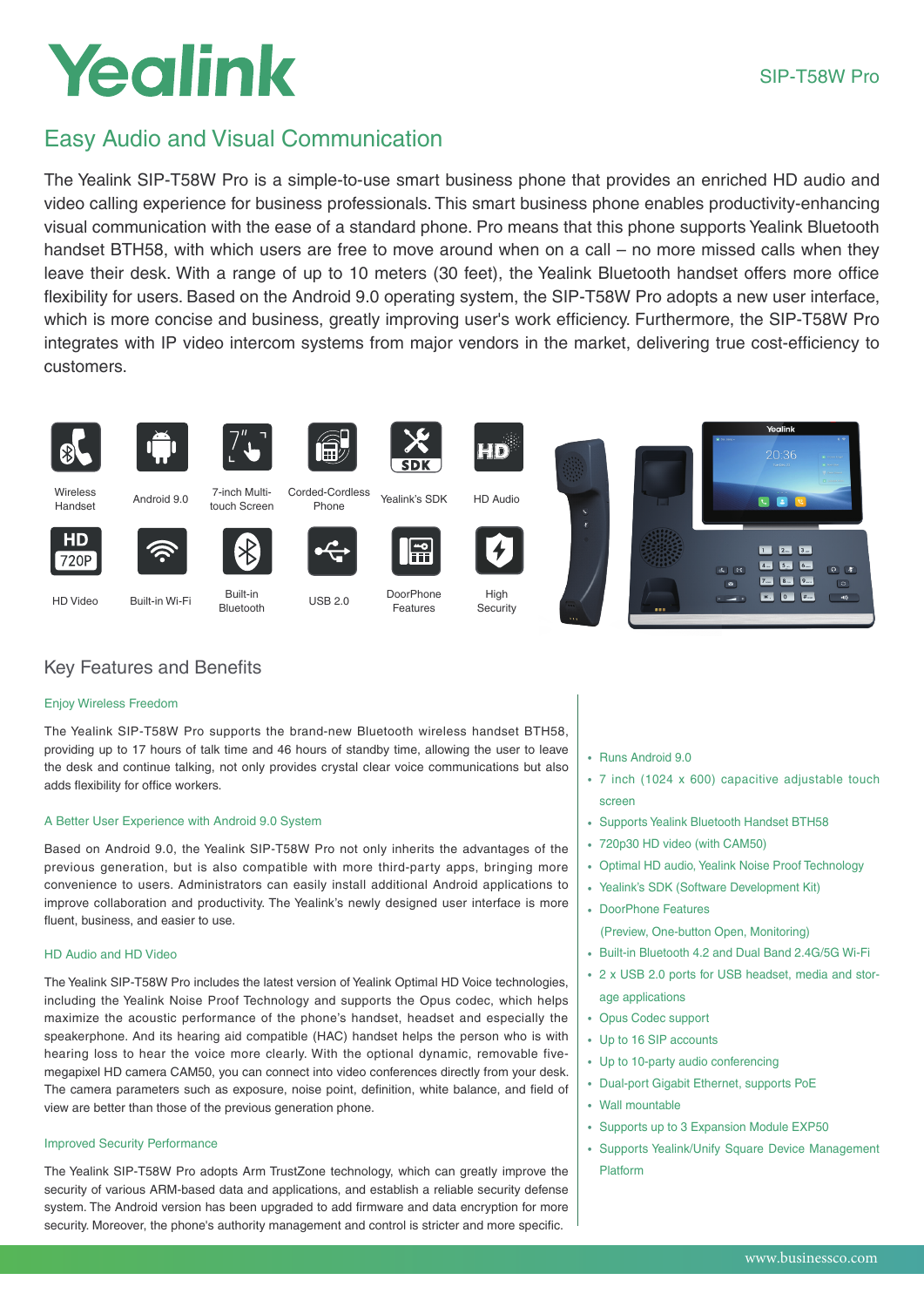# Yealink

SIP-T58W Pro

## Easy Audio and Visual Communication

The Yealink SIP-T58W Pro is a simple-to-use smart business phone that provides an enriched HD audio and video calling experience for business professionals. This smart business phone enables productivity-enhancing visual communication with the ease of a standard phone. Pro means that this phone supports Yealink Bluetooth handset BTH58, with which users are free to move around when on a call – no more missed calls when they leave their desk. With a range of up to 10 meters (30 feet), the Yealink Bluetooth handset offers more office flexibility for users. Based on the Android 9.0 operating system, the SIP-T58W Pro adopts a new user interface, which is more concise and business, greatly improving user's work efficiency. Furthermore, the SIP-T58W Pro integrates with IP video intercom systems from major vendors in the market, delivering true cost-efficiency to customers.

Wireless Handset | Android 9.0 | 7-inch Multi-touch Screen | Corded-Cordless Phone | Yealink's SDK | HD Audio

HD Video | Built-in Wi-Fi | Built-in Bluetooth | USB 2.0 | DoorPhone Features | High Security

## Key Features and Benefits

### Enjoy Wireless Freedom

The Yealink SIP-T58W Pro supports the brand-new Bluetooth wireless handset BTH58, providing up to 17 hours of talk time and 46 hours of standby time, allowing the user to leave the desk and continue talking, not only provides crystal clear voice communications but also adds flexibility for office workers.

### A Better User Experience with Android 9.0 System

Based on Android 9.0, the Yealink SIP-T58W Pro not only inherits the advantages of the previous generation, but is also compatible with more third-party apps, bringing more convenience to users. Administrators can easily install additional Android applications to improve collaboration and productivity. The Yealink's newly designed user interface is more fluent, business, and easier to use.

### HD Audio and HD Video

The Yealink SIP-T58W Pro includes the latest version of Yealink Optimal HD Voice technologies, including the Yealink Noise Proof Technology and supports the Opus codec, which helps maximize the acoustic performance of the phone's handset, headset and especially the speakerphone. And its hearing aid compatible (HAC) handset helps the person who is with hearing loss to hear the voice more clearly. With the optional dynamic, removable five-megapixel HD camera CAM50, you can connect into video conferences directly from your desk. The camera parameters such as exposure, noise point, definition, white balance, and field of view are better than those of the previous generation phone.

### Improved Security Performance

The Yealink SIP-T58W Pro adopts Arm TrustZone technology, which can greatly improve the security of various ARM-based data and applications, and establish a reliable security defense system. The Android version has been upgraded to add firmware and data encryption for more security. Moreover, the phone's authority management and control is stricter and more specific.

- Runs Android 9.0
- 7 inch (1024 x 600) capacitive adjustable touch screen
- Supports Yealink Bluetooth Handset BTH58
- 720p30 HD video (with CAM50)
- Optimal HD audio, Yealink Noise Proof Technology
- Yealink's SDK (Software Development Kit)
- DoorPhone Features
  (Preview, One-button Open, Monitoring)
- Built-in Bluetooth 4.2 and Dual Band 2.4G/5G Wi-Fi
- 2 x USB 2.0 ports for USB headset, media and storage applications
- Opus Codec support
- Up to 16 SIP accounts
- Up to 10-party audio conferencing
- Dual-port Gigabit Ethernet, supports PoE
- Wall mountable
- Supports up to 3 Expansion Module EXP50
- Supports Yealink/Unify Square Device Management Platform

www.businessco.com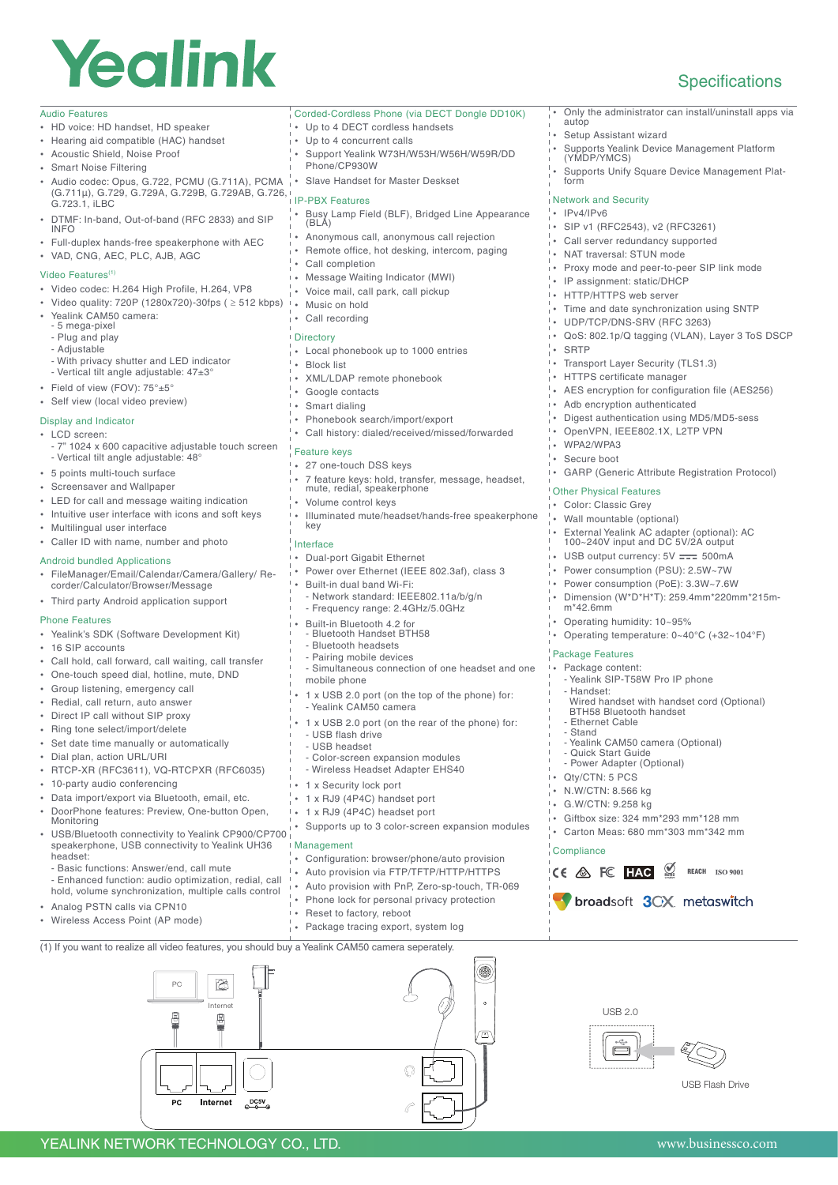# Yealink

## Specifications

### Audio Features

- HD voice: HD handset, HD speaker
- Hearing aid compatible (HAC) handset
- Acoustic Shield, Noise Proof
- Smart Noise Filtering
- Audio codec: Opus, G.722, PCMU (G.711A), PCMA (G.711μ), G.729, G.729A, G.729B, G.729AB, G.726, G.723.1, iLBC
- DTMF: In-band, Out-of-band (RFC 2833) and SIP INFO
- Full-duplex hands-free speakerphone with AEC
- VAD, CNG, AEC, PLC, AJB, AGC

### Video Features(1)

- Video codec: H.264 High Profile, H.264, VP8
- Video quality: 720P (1280x720)-30fps ( ≥ 512 kbps)
- Yealink CAM50 camera:
  - 5 mega-pixel
  - Plug and play
  - Adjustable
  - With privacy shutter and LED indicator
  - Vertical tilt angle adjustable: 47±3°
- Field of view (FOV): 75°±5°
- Self view (local video preview)

### Display and Indicator

- LCD screen:
  - 7" 1024 x 600 capacitive adjustable touch screen
  - Vertical tilt angle adjustable: 48°
- 5 points multi-touch surface
- Screensaver and Wallpaper
- LED for call and message waiting indication
- Intuitive user interface with icons and soft keys
- Multilingual user interface
- Caller ID with name, number and photo

### Android bundled Applications

- FileManager/Email/Calendar/Camera/Gallery/ Recorder/Calculator/Browser/Message
- Third party Android application support

### Phone Features

- Yealink's SDK (Software Development Kit)
- 16 SIP accounts
- Call hold, call forward, call waiting, call transfer
- One-touch speed dial, hotline, mute, DND
- Group listening, emergency call
- Redial, call return, auto answer
- Direct IP call without SIP proxy
- Ring tone select/import/delete
- Set date time manually or automatically
- Dial plan, action URL/URI
- RTCP-XR (RFC3611), VQ-RTCPXR (RFC6035)
- 10-party audio conferencing
- Data import/export via Bluetooth, email, etc.
- DoorPhone features: Preview, One-button Open, Monitoring
- USB/Bluetooth connectivity to Yealink CP900/CP700 speakerphone, USB connectivity to Yealink UH36 headset:
  - Basic functions: Answer/end, call mute
  - Enhanced function: audio optimization, redial, call hold, volume synchronization, multiple calls control
- Analog PSTN calls via CPN10
- Wireless Access Point (AP mode)

### Corded-Cordless Phone (via DECT Dongle DD10K)

- Up to 4 DECT cordless handsets
- Up to 4 concurrent calls
- Support Yealink W73H/W53H/W56H/W59R/DD Phone/CP930W
- Slave Handset for Master Deskset

### IP-PBX Features

- Busy Lamp Field (BLF), Bridged Line Appearance (BLA)
- Anonymous call, anonymous call rejection
- Remote office, hot desking, intercom, paging
- Call completion
- Message Waiting Indicator (MWI)
- Voice mail, call park, call pickup
- Music on hold
- Call recording

### Directory

- Local phonebook up to 1000 entries
- Block list
- XML/LDAP remote phonebook
- Google contacts
- Smart dialing
- Phonebook search/import/export
- Call history: dialed/received/missed/forwarded

### Feature keys

- 27 one-touch DSS keys
- 7 feature keys: hold, transfer, message, headset, mute, redial, speakerphone
- Volume control keys
- Illuminated mute/headset/hands-free speakerphone key

### Interface

- Dual-port Gigabit Ethernet
- Power over Ethernet (IEEE 802.3af), class 3
- Built-in dual band Wi-Fi:
  - Network standard: IEEE802.11a/b/g/n
  - Frequency range: 2.4GHz/5.0GHz
- Built-in Bluetooth 4.2 for
  - Bluetooth Handset BTH58
  - Bluetooth headsets
  - Pairing mobile devices
  - Simultaneous connection of one headset and one mobile phone
- 1 x USB 2.0 port (on the top of the phone) for:
  - Yealink CAM50 camera
- 1 x USB 2.0 port (on the rear of the phone) for:
  - USB flash drive
  - USB headset
  - Color-screen expansion modules
  - Wireless Headset Adapter EHS40
- 1 x Security lock port
- 1 x RJ9 (4P4C) handset port
- 1 x RJ9 (4P4C) headset port
- Supports up to 3 color-screen expansion modules

### Management

- Configuration: browser/phone/auto provision
- Auto provision via FTP/TFTP/HTTP/HTTPS
- Auto provision with PnP, Zero-sp-touch, TR-069
- Phone lock for personal privacy protection
- Reset to factory, reboot
- Package tracing export, system log
- Only the administrator can install/uninstall apps via autop
- Setup Assistant wizard
- Supports Yealink Device Management Platform (YMDP/YMCS)
- Supports Unify Square Device Management Platform

### Network and Security

- IPv4/IPv6
- SIP v1 (RFC2543), v2 (RFC3261)
- Call server redundancy supported
- NAT traversal: STUN mode
- Proxy mode and peer-to-peer SIP link mode
- IP assignment: static/DHCP
- HTTP/HTTPS web server
- Time and date synchronization using SNTP
- UDP/TCP/DNS-SRV (RFC 3263)
- QoS: 802.1p/Q tagging (VLAN), Layer 3 ToS DSCP
- SRTP
- Transport Layer Security (TLS1.3)
- HTTPS certificate manager
- AES encryption for configuration file (AES256)
- Adb encryption authenticated
- Digest authentication using MD5/MD5-sess
- OpenVPN, IEEE802.1X, L2TP VPN
- WPA2/WPA3
- Secure boot
- GARP (Generic Attribute Registration Protocol)

### Other Physical Features

- Color: Classic Grey
- Wall mountable (optional)
- External Yealink AC adapter (optional): AC 100~240V input and DC 5V/2A output
- USB output currency: 5V ⎓ 500mA
- Power consumption (PSU): 2.5W~7W
- Power consumption (PoE): 3.3W~7.6W
- Dimension (W\*D\*H\*T): 259.4mm\*220mm\*215mm\*42.6mm
- Operating humidity: 10~95%
- Operating temperature: 0~40°C (+32~104°F)

### Package Features

- Package content:
  - Yealink SIP-T58W Pro IP phone
  - Handset:
    Wired handset with handset cord (Optional)
    BTH58 Bluetooth handset
  - Ethernet Cable
  - Stand
  - Yealink CAM50 camera (Optional)
  - Quick Start Guide
  - Power Adapter (Optional)
- Qty/CTN: 5 PCS
- N.W/CTN: 8.566 kg
- G.W/CTN: 9.258 kg
- Giftbox size: 324 mm\*293 mm\*128 mm
- Carton Meas: 680 mm\*303 mm\*342 mm

### Compliance

CE, FC, HAC, RoHS, REACH, ISO 9001

broadsoft 3CX metaswitch

(1) If you want to realize all video features, you should buy a Yealink CAM50 camera seperately.

PC, Internet, PC, Internet, DC5V

USB 2.0

USB Flash Drive

YEALINK NETWORK TECHNOLOGY CO., LTD.

www.businessco.com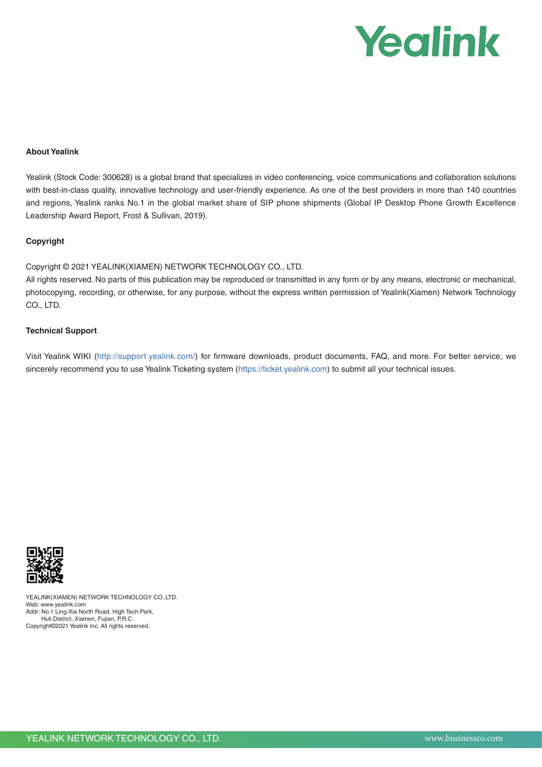Yealink

**About Yealink**

Yealink (Stock Code: 300628) is a global brand that specializes in video conferencing, voice communications and collaboration solutions with best-in-class quality, innovative technology and user-friendly experience. As one of the best providers in more than 140 countries and regions, Yealink ranks No.1 in the global market share of SIP phone shipments (Global IP Desktop Phone Growth Excellence Leadership Award Report, Frost & Sullivan, 2019).

**Copyright**

Copyright © 2021 YEALINK(XIAMEN) NETWORK TECHNOLOGY CO., LTD.
All rights reserved. No parts of this publication may be reproduced or transmitted in any form or by any means, electronic or mechanical, photocopying, recording, or otherwise, for any purpose, without the express written permission of Yealink(Xiamen) Network Technology CO., LTD.

**Technical Support**

Visit Yealink WIKI (http://support.yealink.com/) for firmware downloads, product documents, FAQ, and more. For better service, we sincerely recommend you to use Yealink Ticketing system (https://ticket.yealink.com) to submit all your technical issues.

YEALINK(XIAMEN) NETWORK TECHNOLOGY CO.,LTD.
Web: www.yealink.com
Addr: No.1 Ling-Xia North Road, High Tech Park,
Huli District, Xiamen, Fujian, P.R.C
Copyright©2021 Yealink Inc. All rights reserved.

YEALINK NETWORK TECHNOLOGY CO., LTD. www.businessco.com